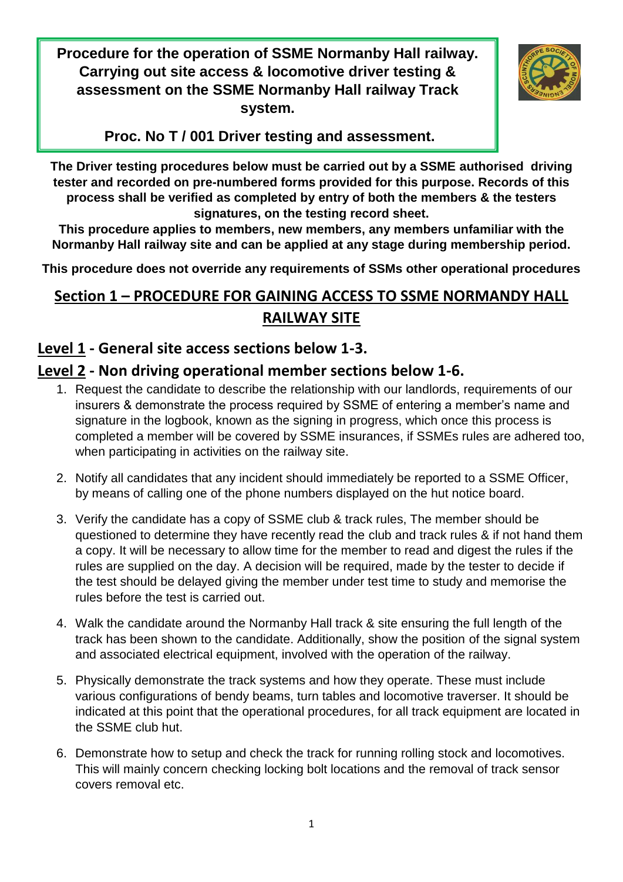# Procedure for the operation of SSME Normanby Hall railway. Carrying out site access & locomotive driver testing & assessment on the SSME Normanby Hall railway Track system.

## Proc. No T / 001 Driver testing and assessment.

**The Driver testing procedures below must be carried out by a SSME authorised driving tester and recorded on pre-numbered forms provided for this purpose. Records of this process shall be verified as completed by entry of both the members & the testers signatures, on the testing record sheet.**

**This procedure applies to members, new members, any members unfamiliar with the Normanby Hall railway site and can be applied at any stage during membership period.**

**This procedure does not override any requirements of SSMs other operational procedures**

## Section 1 – PROCEDURE FOR GAINING ACCESS TO SSME NORMANDY HALL RAILWAY SITE

### Level 1 - General site access sections below 1-3.

### Level 2 - Non driving operational member sections below 1-6.

1. Request the candidate to describe the relationship with our landlords, requirements of our insurers & demonstrate the process required by SSME of entering a member's name and signature in the logbook, known as the signing in progress, which once this process is completed a member will be covered by SSME insurances, if SSMEs rules are adhered too, when participating in activities on the railway site.
2. Notify all candidates that any incident should immediately be reported to a SSME Officer, by means of calling one of the phone numbers displayed on the hut notice board.
3. Verify the candidate has a copy of SSME club & track rules, The member should be questioned to determine they have recently read the club and track rules & if not hand them a copy. It will be necessary to allow time for the member to read and digest the rules if the rules are supplied on the day. A decision will be required, made by the tester to decide if the test should be delayed giving the member under test time to study and memorise the rules before the test is carried out.
4. Walk the candidate around the Normanby Hall track & site ensuring the full length of the track has been shown to the candidate. Additionally, show the position of the signal system and associated electrical equipment, involved with the operation of the railway.
5. Physically demonstrate the track systems and how they operate. These must include various configurations of bendy beams, turn tables and locomotive traverser. It should be indicated at this point that the operational procedures, for all track equipment are located in the SSME club hut.
6. Demonstrate how to setup and check the track for running rolling stock and locomotives. This will mainly concern checking locking bolt locations and the removal of track sensor covers removal etc.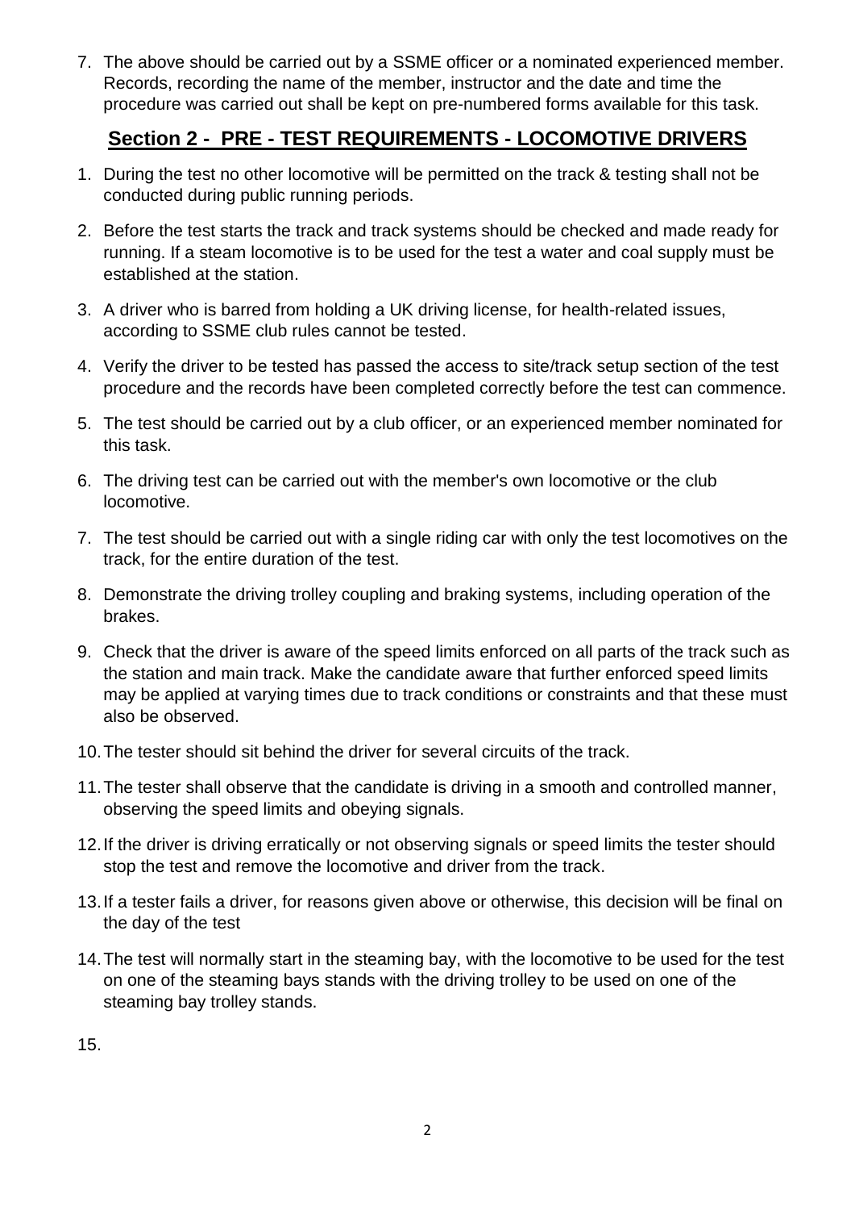7. The above should be carried out by a SSME officer or a nominated experienced member. Records, recording the name of the member, instructor and the date and time the procedure was carried out shall be kept on pre-numbered forms available for this task.

## Section 2 - PRE - TEST REQUIREMENTS - LOCOMOTIVE DRIVERS

1. During the test no other locomotive will be permitted on the track & testing shall not be conducted during public running periods.
2. Before the test starts the track and track systems should be checked and made ready for running. If a steam locomotive is to be used for the test a water and coal supply must be established at the station.
3. A driver who is barred from holding a UK driving license, for health-related issues, according to SSME club rules cannot be tested.
4. Verify the driver to be tested has passed the access to site/track setup section of the test procedure and the records have been completed correctly before the test can commence.
5. The test should be carried out by a club officer, or an experienced member nominated for this task.
6. The driving test can be carried out with the member's own locomotive or the club locomotive.
7. The test should be carried out with a single riding car with only the test locomotives on the track, for the entire duration of the test.
8. Demonstrate the driving trolley coupling and braking systems, including operation of the brakes.
9. Check that the driver is aware of the speed limits enforced on all parts of the track such as the station and main track. Make the candidate aware that further enforced speed limits may be applied at varying times due to track conditions or constraints and that these must also be observed.
10. The tester should sit behind the driver for several circuits of the track.
11. The tester shall observe that the candidate is driving in a smooth and controlled manner, observing the speed limits and obeying signals.
12. If the driver is driving erratically or not observing signals or speed limits the tester should stop the test and remove the locomotive and driver from the track.
13. If a tester fails a driver, for reasons given above or otherwise, this decision will be final on the day of the test
14. The test will normally start in the steaming bay, with the locomotive to be used for the test on one of the steaming bays stands with the driving trolley to be used on one of the steaming bay trolley stands.
15.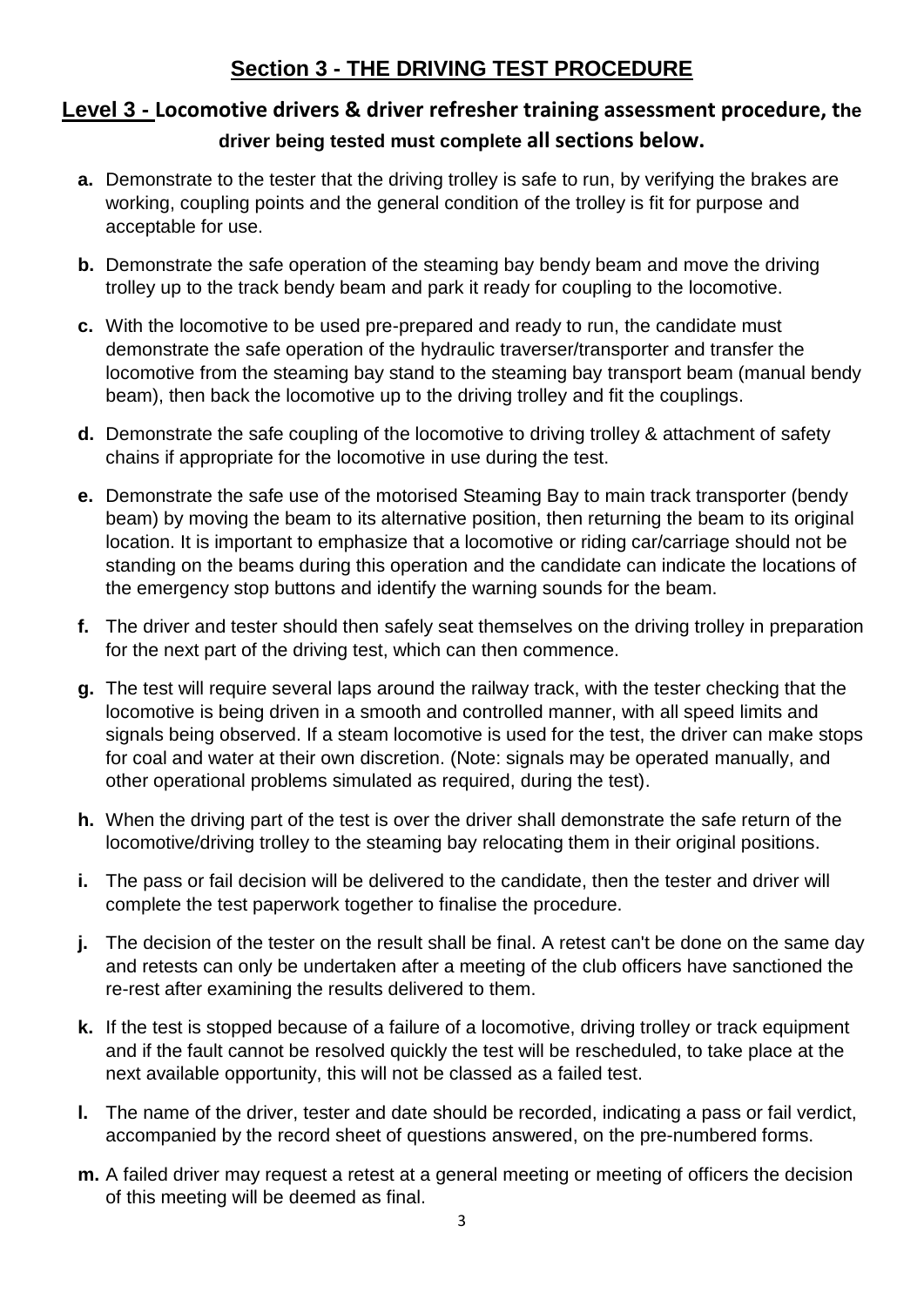## Section 3 - THE DRIVING TEST PROCEDURE

### Level 3 - Locomotive drivers & driver refresher training assessment procedure, the driver being tested must complete all sections below.

**a.** Demonstrate to the tester that the driving trolley is safe to run, by verifying the brakes are working, coupling points and the general condition of the trolley is fit for purpose and acceptable for use.

**b.** Demonstrate the safe operation of the steaming bay bendy beam and move the driving trolley up to the track bendy beam and park it ready for coupling to the locomotive.

**c.** With the locomotive to be used pre-prepared and ready to run, the candidate must demonstrate the safe operation of the hydraulic traverser/transporter and transfer the locomotive from the steaming bay stand to the steaming bay transport beam (manual bendy beam), then back the locomotive up to the driving trolley and fit the couplings.

**d.** Demonstrate the safe coupling of the locomotive to driving trolley & attachment of safety chains if appropriate for the locomotive in use during the test.

**e.** Demonstrate the safe use of the motorised Steaming Bay to main track transporter (bendy beam) by moving the beam to its alternative position, then returning the beam to its original location. It is important to emphasize that a locomotive or riding car/carriage should not be standing on the beams during this operation and the candidate can indicate the locations of the emergency stop buttons and identify the warning sounds for the beam.

**f.** The driver and tester should then safely seat themselves on the driving trolley in preparation for the next part of the driving test, which can then commence.

**g.** The test will require several laps around the railway track, with the tester checking that the locomotive is being driven in a smooth and controlled manner, with all speed limits and signals being observed. If a steam locomotive is used for the test, the driver can make stops for coal and water at their own discretion. (Note: signals may be operated manually, and other operational problems simulated as required, during the test).

**h.** When the driving part of the test is over the driver shall demonstrate the safe return of the locomotive/driving trolley to the steaming bay relocating them in their original positions.

**i.** The pass or fail decision will be delivered to the candidate, then the tester and driver will complete the test paperwork together to finalise the procedure.

**j.** The decision of the tester on the result shall be final. A retest can't be done on the same day and retests can only be undertaken after a meeting of the club officers have sanctioned the re-rest after examining the results delivered to them.

**k.** If the test is stopped because of a failure of a locomotive, driving trolley or track equipment and if the fault cannot be resolved quickly the test will be rescheduled, to take place at the next available opportunity, this will not be classed as a failed test.

**l.** The name of the driver, tester and date should be recorded, indicating a pass or fail verdict, accompanied by the record sheet of questions answered, on the pre-numbered forms.

**m.** A failed driver may request a retest at a general meeting or meeting of officers the decision of this meeting will be deemed as final.